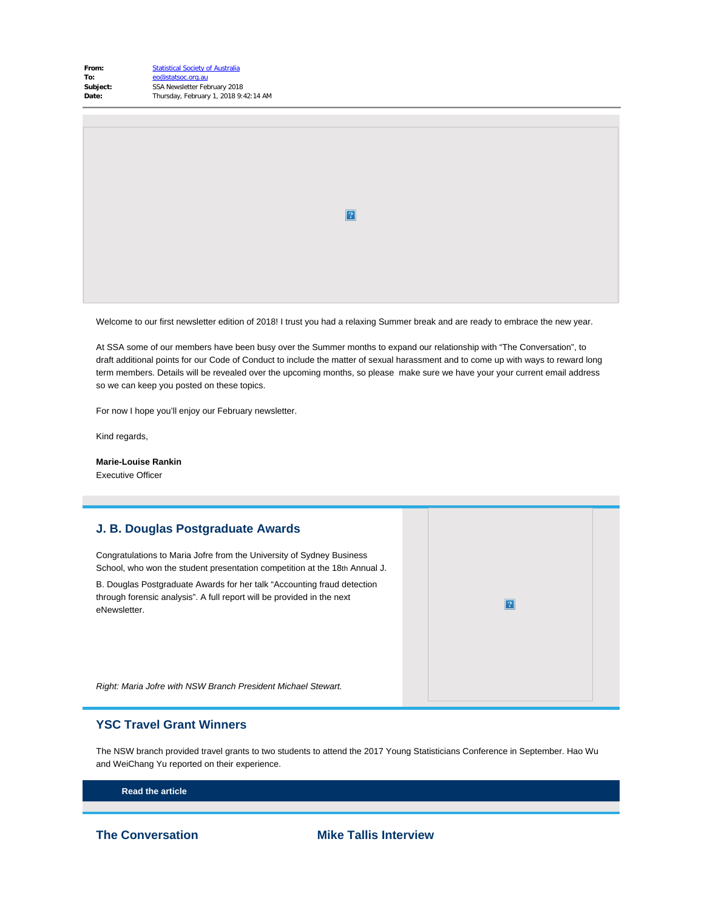**From:** Statistical Society of Australia
**To:** eo@statsoc.org.au
**Subject:** SSA Newsletter February 2018
**Date:** Thursday, February 1, 2018 9:42:14 AM

Welcome to our first newsletter edition of 2018! I trust you had a relaxing Summer break and are ready to embrace the new year.

At SSA some of our members have been busy over the Summer months to expand our relationship with "The Conversation", to draft additional points for our Code of Conduct to include the matter of sexual harassment and to come up with ways to reward long term members. Details will be revealed over the upcoming months, so please make sure we have your your current email address so we can keep you posted on these topics.

For now I hope you'll enjoy our February newsletter.

Kind regards,

**Marie-Louise Rankin**
Executive Officer

## J. B. Douglas Postgraduate Awards

Congratulations to Maria Jofre from the University of Sydney Business School, who won the student presentation competition at the 18th Annual J. B. Douglas Postgraduate Awards for her talk "Accounting fraud detection through forensic analysis". A full report will be provided in the next eNewsletter.

*Right: Maria Jofre with NSW Branch President Michael Stewart.*

## YSC Travel Grant Winners

The NSW branch provided travel grants to two students to attend the 2017 Young Statisticians Conference in September. Hao Wu and WeiChang Yu reported on their experience.

**Read the article**

## The Conversation

## Mike Tallis Interview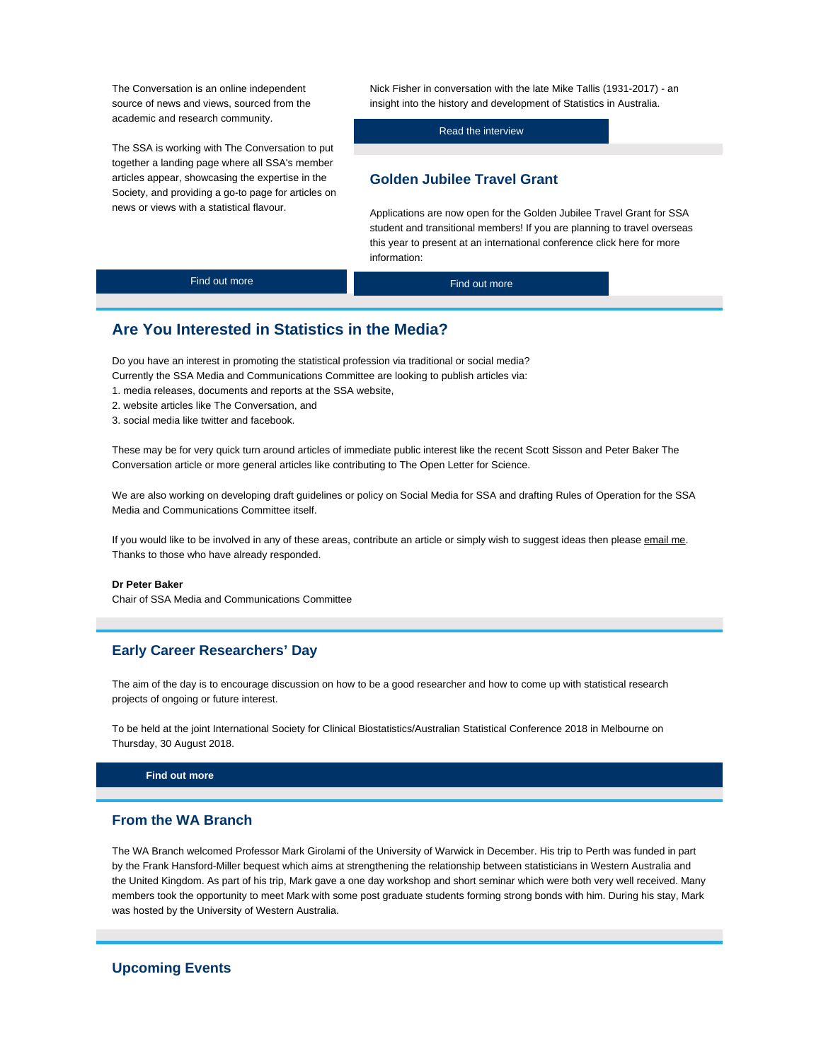The Conversation is an online independent source of news and views, sourced from the academic and research community.

The SSA is working with The Conversation to put together a landing page where all SSA's member articles appear, showcasing the expertise in the Society, and providing a go-to page for articles on news or views with a statistical flavour.

Find out more

Nick Fisher in conversation with the late Mike Tallis (1931-2017) - an insight into the history and development of Statistics in Australia.

Read the interview

## Golden Jubilee Travel Grant

Applications are now open for the Golden Jubilee Travel Grant for SSA student and transitional members! If you are planning to travel overseas this year to present at an international conference click here for more information:

Find out more

## Are You Interested in Statistics in the Media?

Do you have an interest in promoting the statistical profession via traditional or social media?
Currently the SSA Media and Communications Committee are looking to publish articles via:

1. media releases, documents and reports at the SSA website,
2. website articles like The Conversation, and
3. social media like twitter and facebook.

These may be for very quick turn around articles of immediate public interest like the recent Scott Sisson and Peter Baker The Conversation article or more general articles like contributing to The Open Letter for Science.

We are also working on developing draft guidelines or policy on Social Media for SSA and drafting Rules of Operation for the SSA Media and Communications Committee itself.

If you would like to be involved in any of these areas, contribute an article or simply wish to suggest ideas then please email me. Thanks to those who have already responded.

**Dr Peter Baker**
Chair of SSA Media and Communications Committee

## Early Career Researchers' Day

The aim of the day is to encourage discussion on how to be a good researcher and how to come up with statistical research projects of ongoing or future interest.

To be held at the joint International Society for Clinical Biostatistics/Australian Statistical Conference 2018 in Melbourne on Thursday, 30 August 2018.

**Find out more**

## From the WA Branch

The WA Branch welcomed Professor Mark Girolami of the University of Warwick in December. His trip to Perth was funded in part by the Frank Hansford-Miller bequest which aims at strengthening the relationship between statisticians in Western Australia and the United Kingdom. As part of his trip, Mark gave a one day workshop and short seminar which were both very well received. Many members took the opportunity to meet Mark with some post graduate students forming strong bonds with him. During his stay, Mark was hosted by the University of Western Australia.

## Upcoming Events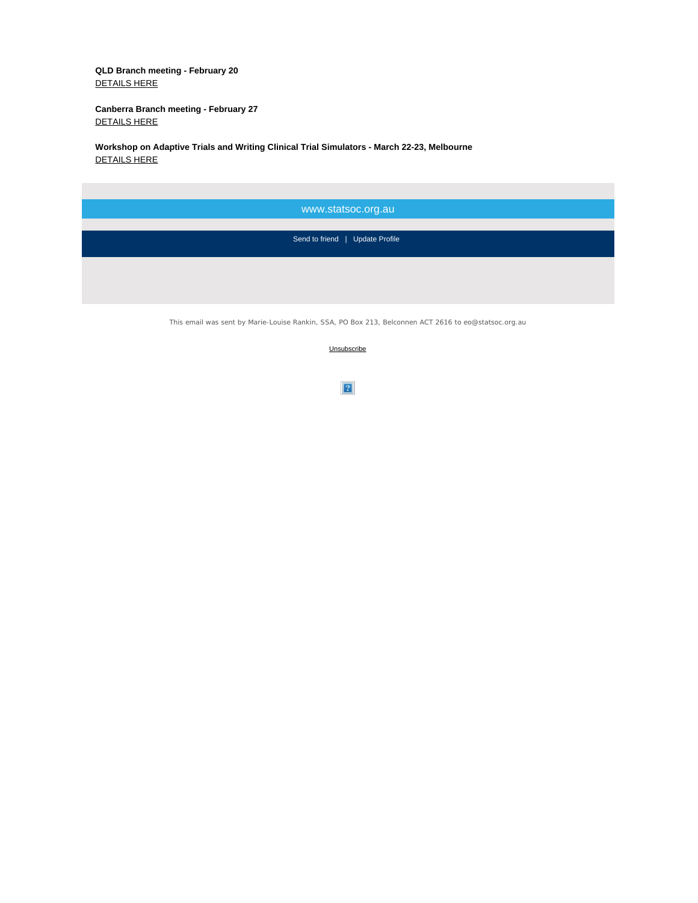**QLD Branch meeting - February 20**
DETAILS HERE

**Canberra Branch meeting - February 27**
DETAILS HERE

**Workshop on Adaptive Trials and Writing Clinical Trial Simulators - March 22-23, Melbourne**
DETAILS HERE

www.statsoc.org.au

Send to friend | Update Profile

This email was sent by Marie-Louise Rankin, SSA, PO Box 213, Belconnen ACT 2616 to eo@statsoc.org.au

Unsubscribe